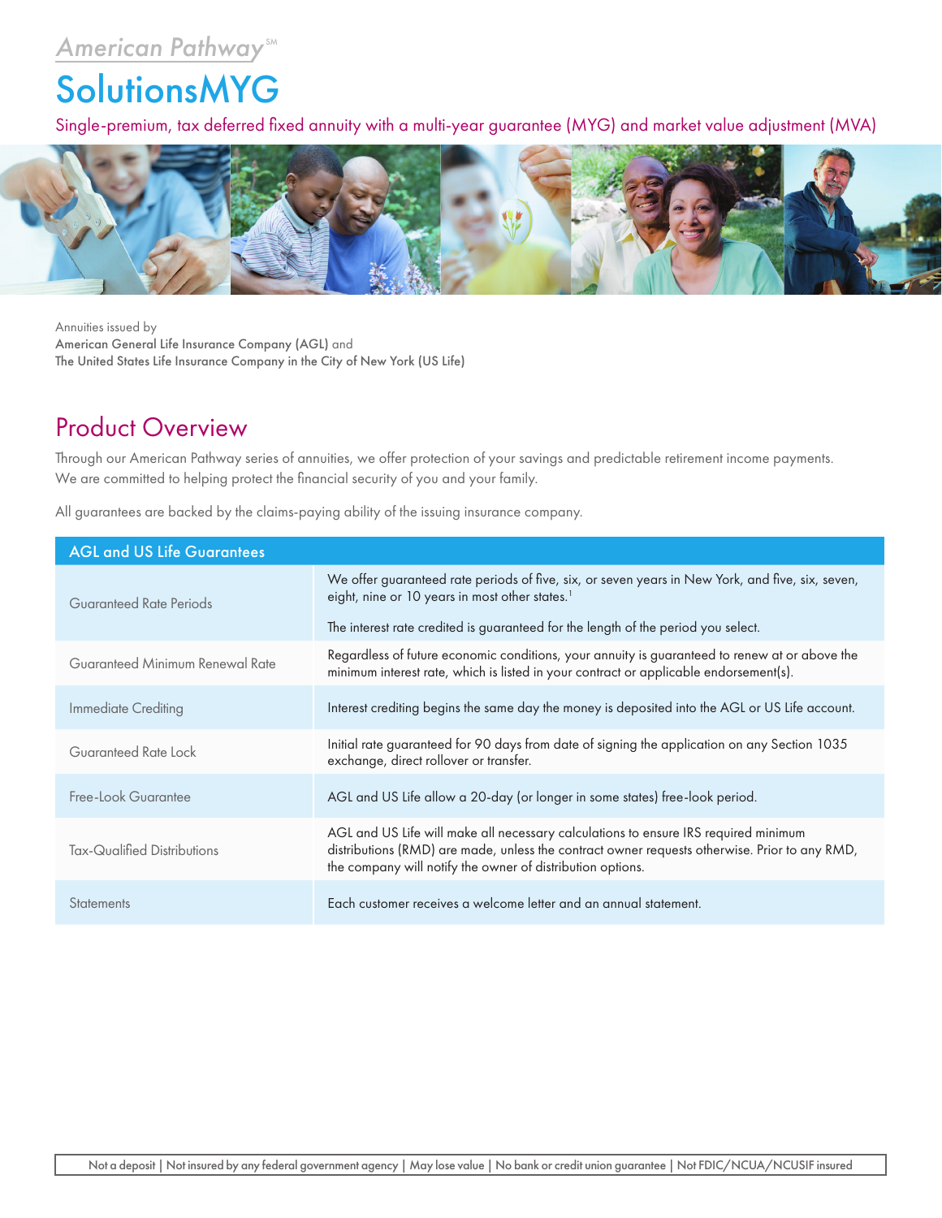American Pathway[SM]

# SolutionsMYG

Single-premium, tax deferred fixed annuity with a multi-year guarantee (MYG) and market value adjustment (MVA)

Annuities issued by
**American General Life Insurance Company (AGL)** and
**The United States Life Insurance Company in the City of New York (US Life)**

## Product Overview

Through our American Pathway series of annuities, we offer protection of your savings and predictable retirement income payments. We are committed to helping protect the financial security of you and your family.

All guarantees are backed by the claims-paying ability of the issuing insurance company.

| AGL and US Life Guarantees | |
|---|---|
| Guaranteed Rate Periods | We offer guaranteed rate periods of five, six, or seven years in New York, and five, six, seven, eight, nine or 10 years in most other states.[1] The interest rate credited is guaranteed for the length of the period you select. |
| Guaranteed Minimum Renewal Rate | Regardless of future economic conditions, your annuity is guaranteed to renew at or above the minimum interest rate, which is listed in your contract or applicable endorsement(s). |
| Immediate Crediting | Interest crediting begins the same day the money is deposited into the AGL or US Life account. |
| Guaranteed Rate Lock | Initial rate guaranteed for 90 days from date of signing the application on any Section 1035 exchange, direct rollover or transfer. |
| Free-Look Guarantee | AGL and US Life allow a 20-day (or longer in some states) free-look period. |
| Tax-Qualified Distributions | AGL and US Life will make all necessary calculations to ensure IRS required minimum distributions (RMD) are made, unless the contract owner requests otherwise. Prior to any RMD, the company will notify the owner of distribution options. |
| Statements | Each customer receives a welcome letter and an annual statement. |

Not a deposit | Not insured by any federal government agency | May lose value | No bank or credit union guarantee | Not FDIC/NCUA/NCUSIF insured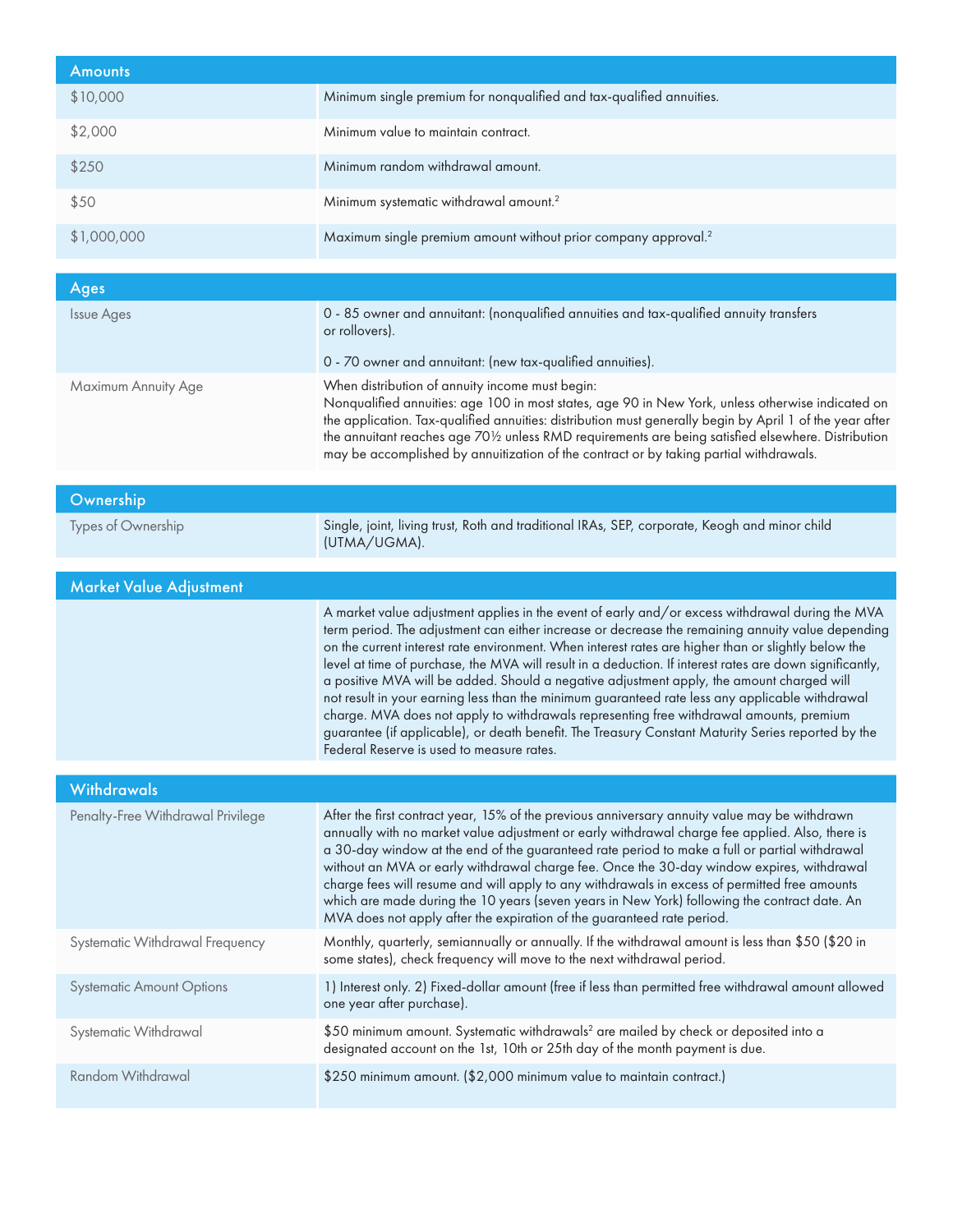| Amounts | |
|---|---|
| $10,000 | Minimum single premium for nonqualified and tax-qualified annuities. |
| $2,000 | Minimum value to maintain contract. |
| $250 | Minimum random withdrawal amount. |
| $50 | Minimum systematic withdrawal amount.[2] |
| $1,000,000 | Maximum single premium amount without prior company approval.[2] |

| Ages | |
|---|---|
| Issue Ages | 0 - 85 owner and annuitant: (nonqualified annuities and tax-qualified annuity transfers or rollovers).<br><br>0 - 70 owner and annuitant: (new tax-qualified annuities). |
| Maximum Annuity Age | When distribution of annuity income must begin:<br>Nonqualified annuities: age 100 in most states, age 90 in New York, unless otherwise indicated on the application. Tax-qualified annuities: distribution must generally begin by April 1 of the year after the annuitant reaches age 70½ unless RMD requirements are being satisfied elsewhere. Distribution may be accomplished by annuitization of the contract or by taking partial withdrawals. |

| Ownership | |
|---|---|
| Types of Ownership | Single, joint, living trust, Roth and traditional IRAs, SEP, corporate, Keogh and minor child (UTMA/UGMA). |

| Market Value Adjustment | |
|---|---|
| | A market value adjustment applies in the event of early and/or excess withdrawal during the MVA term period. The adjustment can either increase or decrease the remaining annuity value depending on the current interest rate environment. When interest rates are higher than or slightly below the level at time of purchase, the MVA will result in a deduction. If interest rates are down significantly, a positive MVA will be added. Should a negative adjustment apply, the amount charged will not result in your earning less than the minimum guaranteed rate less any applicable withdrawal charge. MVA does not apply to withdrawals representing free withdrawal amounts, premium guarantee (if applicable), or death benefit. The Treasury Constant Maturity Series reported by the Federal Reserve is used to measure rates. |

| Withdrawals | |
|---|---|
| Penalty-Free Withdrawal Privilege | After the first contract year, 15% of the previous anniversary annuity value may be withdrawn annually with no market value adjustment or early withdrawal charge fee applied. Also, there is a 30-day window at the end of the guaranteed rate period to make a full or partial withdrawal without an MVA or early withdrawal charge fee. Once the 30-day window expires, withdrawal charge fees will resume and will apply to any withdrawals in excess of permitted free amounts which are made during the 10 years (seven years in New York) following the contract date. An MVA does not apply after the expiration of the guaranteed rate period. |
| Systematic Withdrawal Frequency | Monthly, quarterly, semiannually or annually. If the withdrawal amount is less than $50 ($20 in some states), check frequency will move to the next withdrawal period. |
| Systematic Amount Options | 1) Interest only. 2) Fixed-dollar amount (free if less than permitted free withdrawal amount allowed one year after purchase). |
| Systematic Withdrawal | $50 minimum amount. Systematic withdrawals[2] are mailed by check or deposited into a designated account on the 1st, 10th or 25th day of the month payment is due. |
| Random Withdrawal | $250 minimum amount. ($2,000 minimum value to maintain contract.) |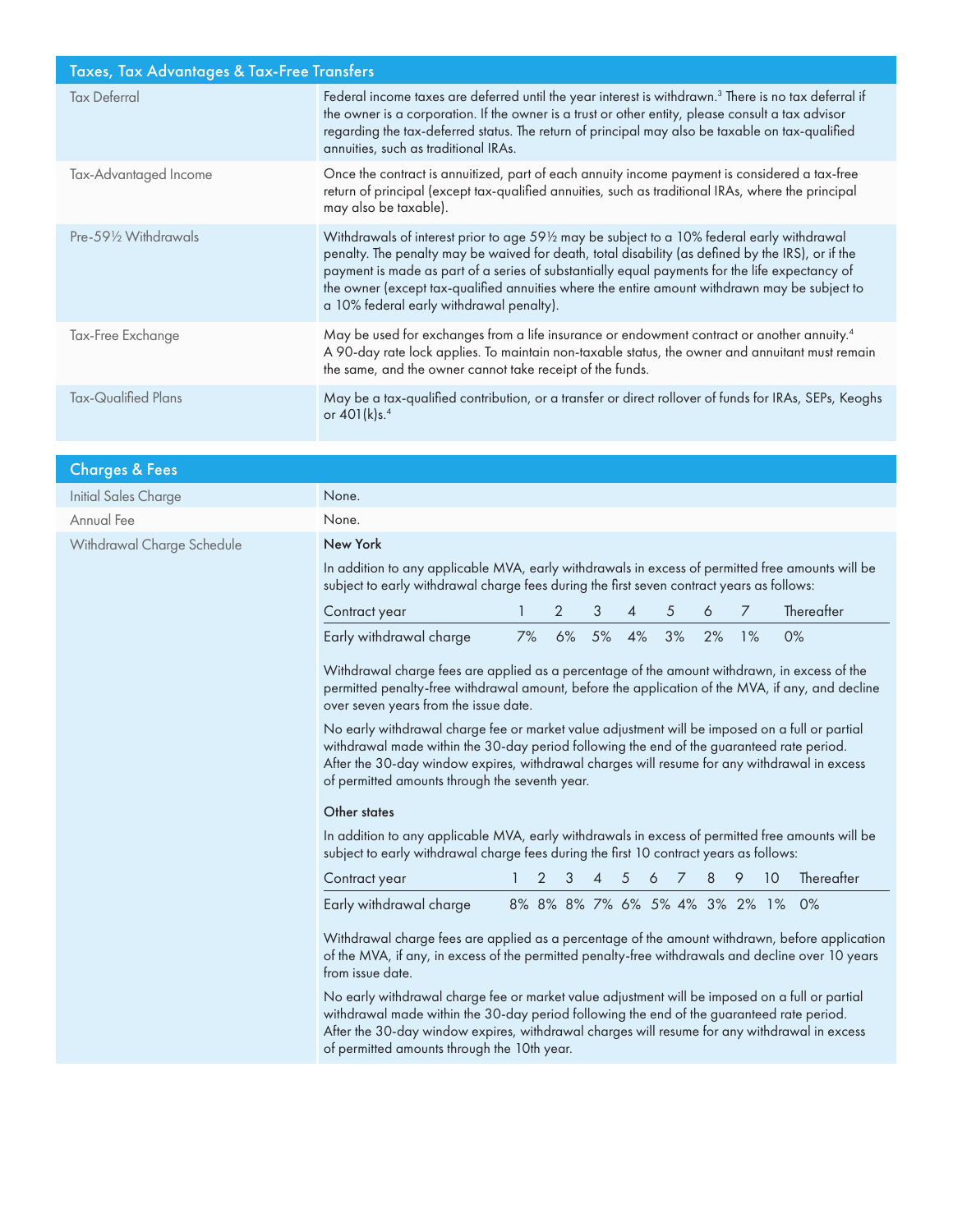## Taxes, Tax Advantages & Tax-Free Transfers

| | |
|---|---|
| Tax Deferral | Federal income taxes are deferred until the year interest is withdrawn.[3] There is no tax deferral if the owner is a corporation. If the owner is a trust or other entity, please consult a tax advisor regarding the tax-deferred status. The return of principal may also be taxable on tax-qualified annuities, such as traditional IRAs. |
| Tax-Advantaged Income | Once the contract is annuitized, part of each annuity income payment is considered a tax-free return of principal (except tax-qualified annuities, such as traditional IRAs, where the principal may also be taxable). |
| Pre-59½ Withdrawals | Withdrawals of interest prior to age 59½ may be subject to a 10% federal early withdrawal penalty. The penalty may be waived for death, total disability (as defined by the IRS), or if the payment is made as part of a series of substantially equal payments for the life expectancy of the owner (except tax-qualified annuities where the entire amount withdrawn may be subject to a 10% federal early withdrawal penalty). |
| Tax-Free Exchange | May be used for exchanges from a life insurance or endowment contract or another annuity.[4] A 90-day rate lock applies. To maintain non-taxable status, the owner and annuitant must remain the same, and the owner cannot take receipt of the funds. |
| Tax-Qualified Plans | May be a tax-qualified contribution, or a transfer or direct rollover of funds for IRAs, SEPs, Keoghs or 401(k)s.[4] |

## Charges & Fees

| | |
|---|---|
| Initial Sales Charge | None. |
| Annual Fee | None. |

**Withdrawal Charge Schedule**

**New York**

In addition to any applicable MVA, early withdrawals in excess of permitted free amounts will be subject to early withdrawal charge fees during the first seven contract years as follows:

| Contract year | 1 | 2 | 3 | 4 | 5 | 6 | 7 | Thereafter |
|---|---|---|---|---|---|---|---|---|
| Early withdrawal charge | 7% | 6% | 5% | 4% | 3% | 2% | 1% | 0% |

Withdrawal charge fees are applied as a percentage of the amount withdrawn, in excess of the permitted penalty-free withdrawal amount, before the application of the MVA, if any, and decline over seven years from the issue date.

No early withdrawal charge fee or market value adjustment will be imposed on a full or partial withdrawal made within the 30-day period following the end of the guaranteed rate period. After the 30-day window expires, withdrawal charges will resume for any withdrawal in excess of permitted amounts through the seventh year.

**Other states**

In addition to any applicable MVA, early withdrawals in excess of permitted free amounts will be subject to early withdrawal charge fees during the first 10 contract years as follows:

| Contract year | 1 | 2 | 3 | 4 | 5 | 6 | 7 | 8 | 9 | 10 | Thereafter |
|---|---|---|---|---|---|---|---|---|---|---|---|
| Early withdrawal charge | 8% | 8% | 8% | 7% | 6% | 5% | 4% | 3% | 2% | 1% | 0% |

Withdrawal charge fees are applied as a percentage of the amount withdrawn, before application of the MVA, if any, in excess of the permitted penalty-free withdrawals and decline over 10 years from issue date.

No early withdrawal charge fee or market value adjustment will be imposed on a full or partial withdrawal made within the 30-day period following the end of the guaranteed rate period. After the 30-day window expires, withdrawal charges will resume for any withdrawal in excess of permitted amounts through the 10th year.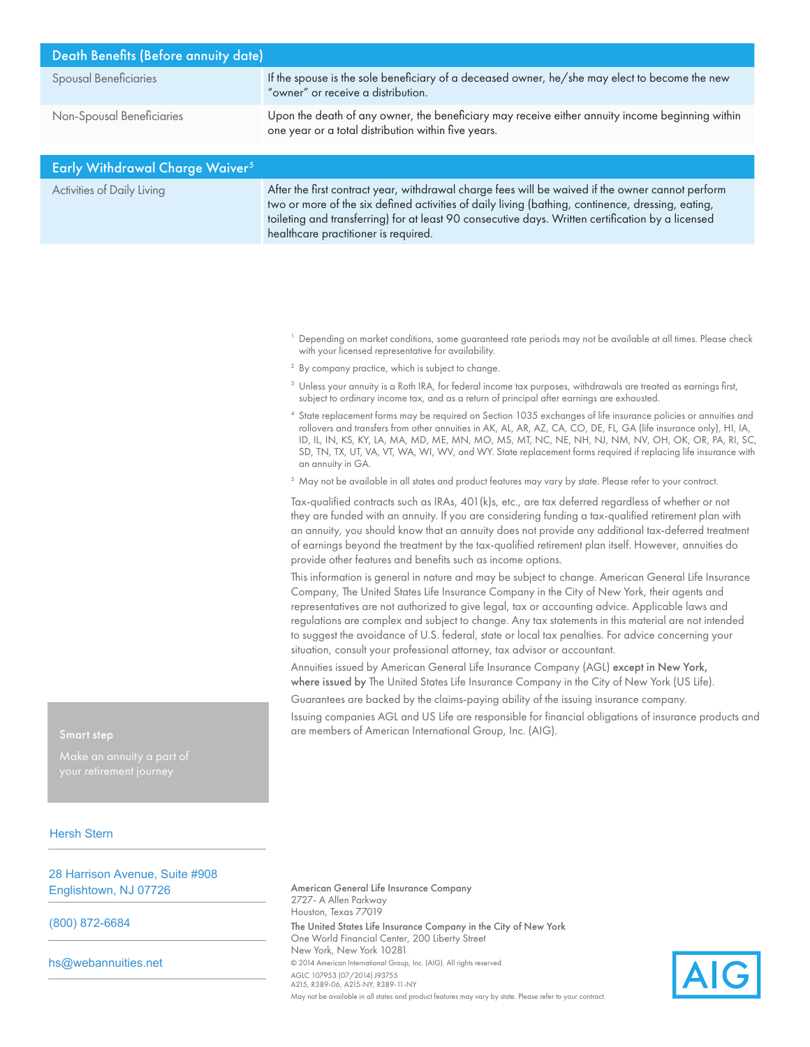| Death Benefits (Before annuity date) | |
|---|---|
| Spousal Beneficiaries | If the spouse is the sole beneficiary of a deceased owner, he/she may elect to become the new "owner" or receive a distribution. |
| Non-Spousal Beneficiaries | Upon the death of any owner, the beneficiary may receive either annuity income beginning within one year or a total distribution within five years. |

| Early Withdrawal Charge Waiver[5] | |
|---|---|
| Activities of Daily Living | After the first contract year, withdrawal charge fees will be waived if the owner cannot perform two or more of the six defined activities of daily living (bathing, continence, dressing, eating, toileting and transferring) for at least 90 consecutive days. Written certification by a licensed healthcare practitioner is required. |

[1] Depending on market conditions, some guaranteed rate periods may not be available at all times. Please check with your licensed representative for availability.

[2] By company practice, which is subject to change.

[3] Unless your annuity is a Roth IRA, for federal income tax purposes, withdrawals are treated as earnings first, subject to ordinary income tax, and as a return of principal after earnings are exhausted.

[4] State replacement forms may be required on Section 1035 exchanges of life insurance policies or annuities and rollovers and transfers from other annuities in AK, AL, AR, AZ, CA, CO, DE, FL, GA (life insurance only), HI, IA, ID, IL, IN, KS, KY, LA, MA, MD, ME, MN, MO, MS, MT, NC, NE, NH, NJ, NM, NV, OH, OK, OR, PA, RI, SC, SD, TN, TX, UT, VA, VT, WA, WI, WV, and WY. State replacement forms required if replacing life insurance with an annuity in GA.

[5] May not be available in all states and product features may vary by state. Please refer to your contract.

Tax-qualified contracts such as IRAs, 401(k)s, etc., are tax deferred regardless of whether or not they are funded with an annuity. If you are considering funding a tax-qualified retirement plan with an annuity, you should know that an annuity does not provide any additional tax-deferred treatment of earnings beyond the treatment by the tax-qualified retirement plan itself. However, annuities do provide other features and benefits such as income options.

This information is general in nature and may be subject to change. American General Life Insurance Company, The United States Life Insurance Company in the City of New York, their agents and representatives are not authorized to give legal, tax or accounting advice. Applicable laws and regulations are complex and subject to change. Any tax statements in this material are not intended to suggest the avoidance of U.S. federal, state or local tax penalties. For advice concerning your situation, consult your professional attorney, tax advisor or accountant.

Annuities issued by American General Life Insurance Company (AGL) **except in New York, where issued by** The United States Life Insurance Company in the City of New York (US Life).

Guarantees are backed by the claims-paying ability of the issuing insurance company.

Issuing companies AGL and US Life are responsible for financial obligations of insurance products and are members of American International Group, Inc. (AIG).

Smart step

Make an annuity a part of your retirement journey

Hersh Stern

28 Harrison Avenue, Suite #908
Englishtown, NJ 07726

(800) 872-6684

hs@webannuities.net

American General Life Insurance Company
2727- A Allen Parkway
Houston, Texas 77019

The United States Life Insurance Company in the City of New York
One World Financial Center, 200 Liberty Street
New York, New York 10281

© 2014 American International Group, Inc. (AIG). All rights reserved.

AGLC 107953 (07/2014) J93755
A215, R389-06, A215-NY, R389-11-NY

May not be available in all states and product features may vary by state. Please refer to your contract.

AIG